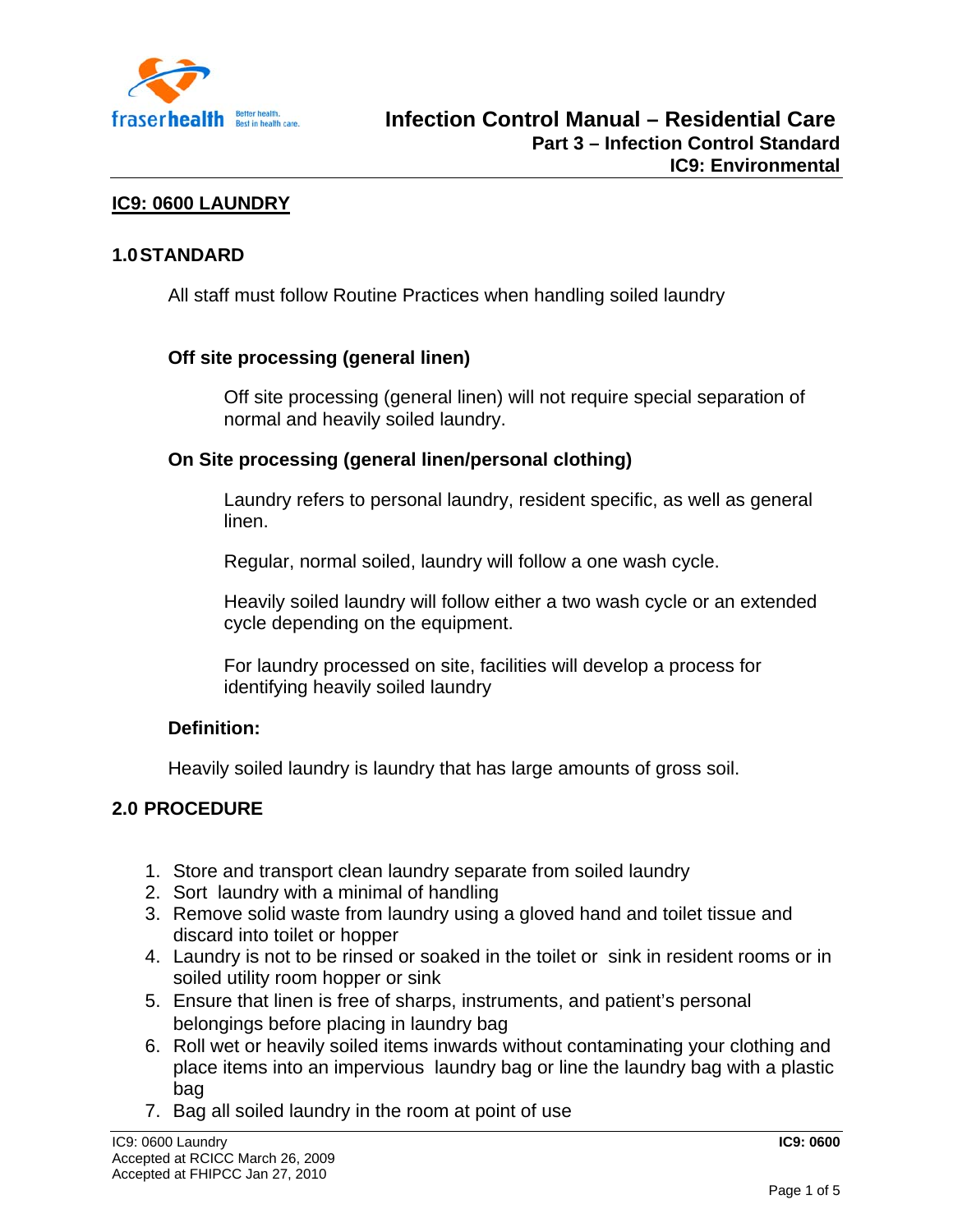# Infection Control Manual – Residential Care

## Part 3 – Infection Control Standard

## IC9: Environmental

## IC9: 0600 LAUNDRY

### 1.0 STANDARD

All staff must follow Routine Practices when handling soiled laundry

**Off site processing (general linen)**

Off site processing (general linen) will not require special separation of normal and heavily soiled laundry.

**On Site processing (general linen/personal clothing)**

Laundry refers to personal laundry, resident specific, as well as general linen.

Regular, normal soiled, laundry will follow a one wash cycle.

Heavily soiled laundry will follow either a two wash cycle or an extended cycle depending on the equipment.

For laundry processed on site, facilities will develop a process for identifying heavily soiled laundry

**Definition:**

Heavily soiled laundry is laundry that has large amounts of gross soil.

### 2.0 PROCEDURE

1. Store and transport clean laundry separate from soiled laundry
2. Sort laundry with a minimal of handling
3. Remove solid waste from laundry using a gloved hand and toilet tissue and discard into toilet or hopper
4. Laundry is not to be rinsed or soaked in the toilet or sink in resident rooms or in soiled utility room hopper or sink
5. Ensure that linen is free of sharps, instruments, and patient's personal belongings before placing in laundry bag
6. Roll wet or heavily soiled items inwards without contaminating your clothing and place items into an impervious laundry bag or line the laundry bag with a plastic bag
7. Bag all soiled laundry in the room at point of use

IC9: 0600 Laundry
Accepted at RCICC March 26, 2009
Accepted at FHIPCC Jan 27, 2010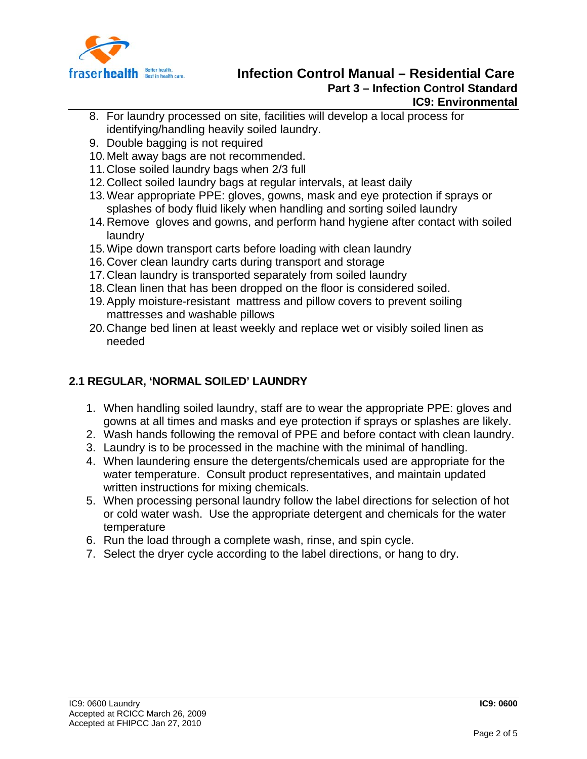8. For laundry processed on site, facilities will develop a local process for identifying/handling heavily soiled laundry.
9. Double bagging is not required
10. Melt away bags are not recommended.
11. Close soiled laundry bags when 2/3 full
12. Collect soiled laundry bags at regular intervals, at least daily
13. Wear appropriate PPE: gloves, gowns, mask and eye protection if sprays or splashes of body fluid likely when handling and sorting soiled laundry
14. Remove gloves and gowns, and perform hand hygiene after contact with soiled laundry
15. Wipe down transport carts before loading with clean laundry
16. Cover clean laundry carts during transport and storage
17. Clean laundry is transported separately from soiled laundry
18. Clean linen that has been dropped on the floor is considered soiled.
19. Apply moisture-resistant mattress and pillow covers to prevent soiling mattresses and washable pillows
20. Change bed linen at least weekly and replace wet or visibly soiled linen as needed

## 2.1 REGULAR, 'NORMAL SOILED' LAUNDRY

1. When handling soiled laundry, staff are to wear the appropriate PPE: gloves and gowns at all times and masks and eye protection if sprays or splashes are likely.
2. Wash hands following the removal of PPE and before contact with clean laundry.
3. Laundry is to be processed in the machine with the minimal of handling.
4. When laundering ensure the detergents/chemicals used are appropriate for the water temperature. Consult product representatives, and maintain updated written instructions for mixing chemicals.
5. When processing personal laundry follow the label directions for selection of hot or cold water wash. Use the appropriate detergent and chemicals for the water temperature
6. Run the load through a complete wash, rinse, and spin cycle.
7. Select the dryer cycle according to the label directions, or hang to dry.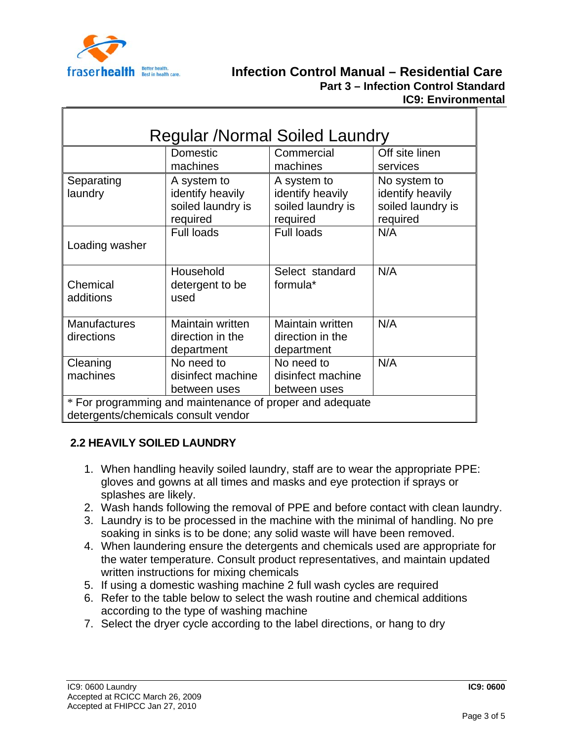| Regular /Normal Soiled Laundry | | | |
|---|---|---|---|
| | Domestic machines | Commercial machines | Off site linen services |
| Separating laundry | A system to identify heavily soiled laundry is required | A system to identify heavily soiled laundry is required | No system to identify heavily soiled laundry is required |
| Loading washer | Full loads | Full loads | N/A |
| Chemical additions | Household detergent to be used | Select standard formula* | N/A |
| Manufactures directions | Maintain written direction in the department | Maintain written direction in the department | N/A |
| Cleaning machines | No need to disinfect machine between uses | No need to disinfect machine between uses | N/A |
| * For programming and maintenance of proper and adequate detergents/chemicals consult vendor | | | |

### 2.2 HEAVILY SOILED LAUNDRY

1. When handling heavily soiled laundry, staff are to wear the appropriate PPE: gloves and gowns at all times and masks and eye protection if sprays or splashes are likely.
2. Wash hands following the removal of PPE and before contact with clean laundry.
3. Laundry is to be processed in the machine with the minimal of handling. No pre soaking in sinks is to be done; any solid waste will have been removed.
4. When laundering ensure the detergents and chemicals used are appropriate for the water temperature. Consult product representatives, and maintain updated written instructions for mixing chemicals
5. If using a domestic washing machine 2 full wash cycles are required
6. Refer to the table below to select the wash routine and chemical additions according to the type of washing machine
7. Select the dryer cycle according to the label directions, or hang to dry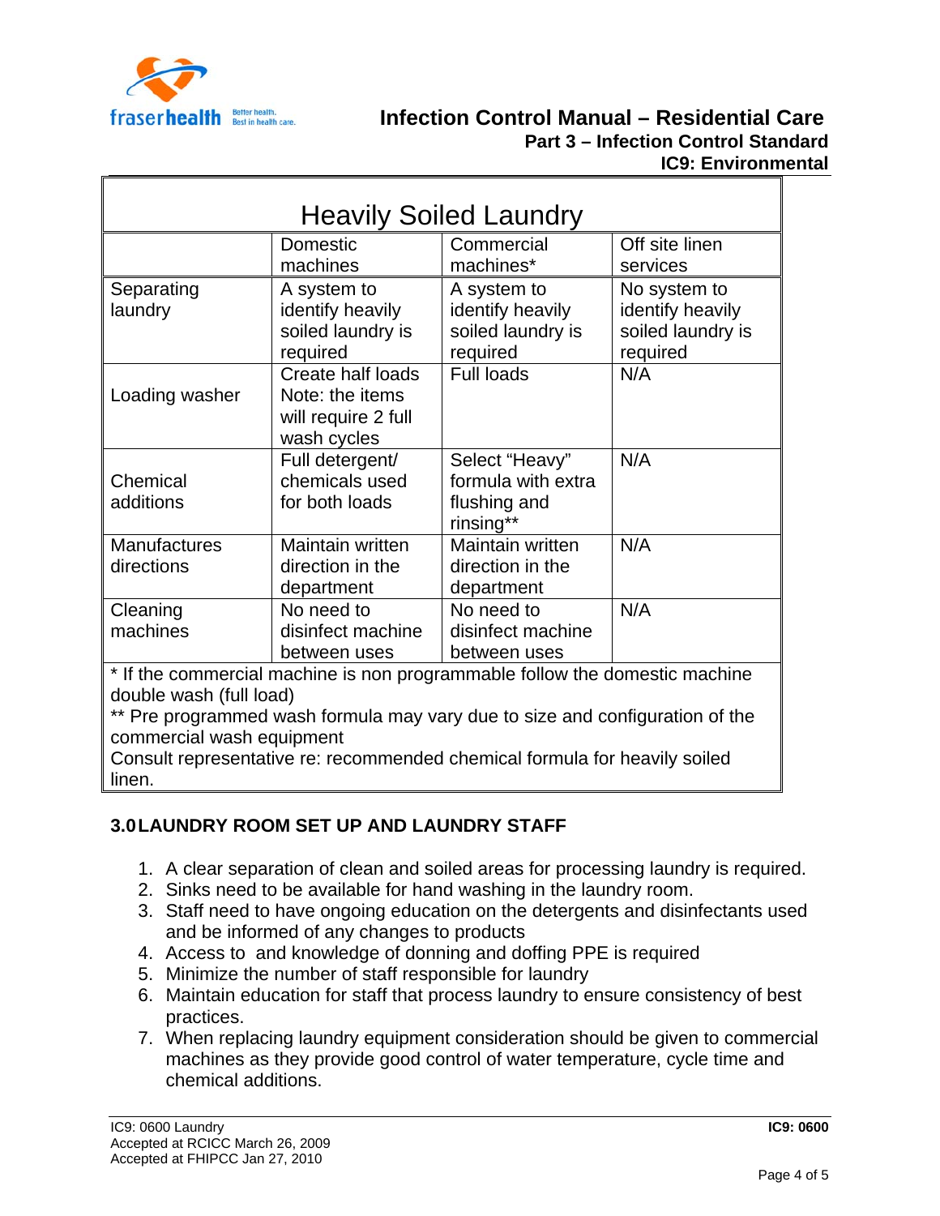| Heavily Soiled Laundry | | | |
|---|---|---|---|
| | Domestic machines | Commercial machines* | Off site linen services |
| Separating laundry | A system to identify heavily soiled laundry is required | A system to identify heavily soiled laundry is required | No system to identify heavily soiled laundry is required |
| Loading washer | Create half loads Note: the items will require 2 full wash cycles | Full loads | N/A |
| Chemical additions | Full detergent/ chemicals used for both loads | Select "Heavy" formula with extra flushing and rinsing** | N/A |
| Manufactures directions | Maintain written direction in the department | Maintain written direction in the department | N/A |
| Cleaning machines | No need to disinfect machine between uses | No need to disinfect machine between uses | N/A |

* If the commercial machine is non programmable follow the domestic machine double wash (full load)
** Pre programmed wash formula may vary due to size and configuration of the commercial wash equipment
Consult representative re: recommended chemical formula for heavily soiled linen.

## 3.0 LAUNDRY ROOM SET UP AND LAUNDRY STAFF

1. A clear separation of clean and soiled areas for processing laundry is required.
2. Sinks need to be available for hand washing in the laundry room.
3. Staff need to have ongoing education on the detergents and disinfectants used and be informed of any changes to products
4. Access to and knowledge of donning and doffing PPE is required
5. Minimize the number of staff responsible for laundry
6. Maintain education for staff that process laundry to ensure consistency of best practices.
7. When replacing laundry equipment consideration should be given to commercial machines as they provide good control of water temperature, cycle time and chemical additions.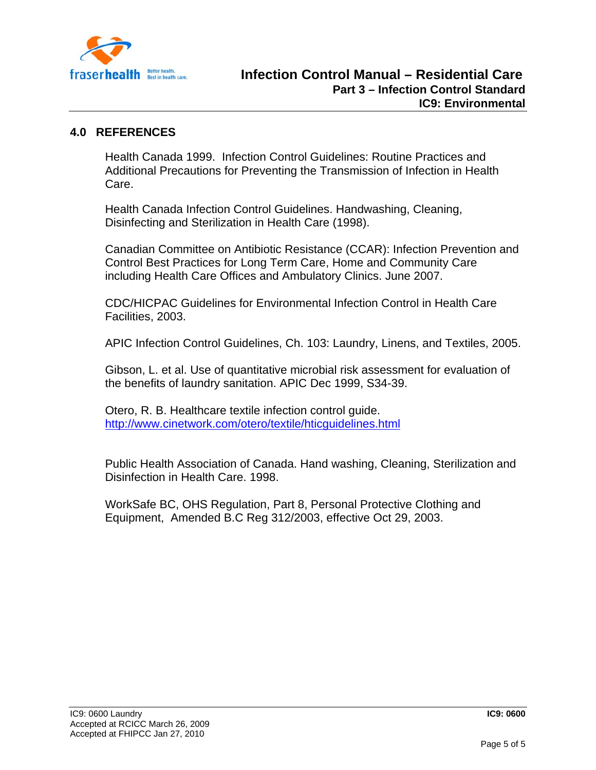## 4.0 REFERENCES

Health Canada 1999. Infection Control Guidelines: Routine Practices and Additional Precautions for Preventing the Transmission of Infection in Health Care.

Health Canada Infection Control Guidelines. Handwashing, Cleaning, Disinfecting and Sterilization in Health Care (1998).

Canadian Committee on Antibiotic Resistance (CCAR): Infection Prevention and Control Best Practices for Long Term Care, Home and Community Care including Health Care Offices and Ambulatory Clinics. June 2007.

CDC/HICPAC Guidelines for Environmental Infection Control in Health Care Facilities, 2003.

APIC Infection Control Guidelines, Ch. 103: Laundry, Linens, and Textiles, 2005.

Gibson, L. et al. Use of quantitative microbial risk assessment for evaluation of the benefits of laundry sanitation. APIC Dec 1999, S34-39.

Otero, R. B. Healthcare textile infection control guide. http://www.cinetwork.com/otero/textile/hticguidelines.html

Public Health Association of Canada. Hand washing, Cleaning, Sterilization and Disinfection in Health Care. 1998.

WorkSafe BC, OHS Regulation, Part 8, Personal Protective Clothing and Equipment, Amended B.C Reg 312/2003, effective Oct 29, 2003.